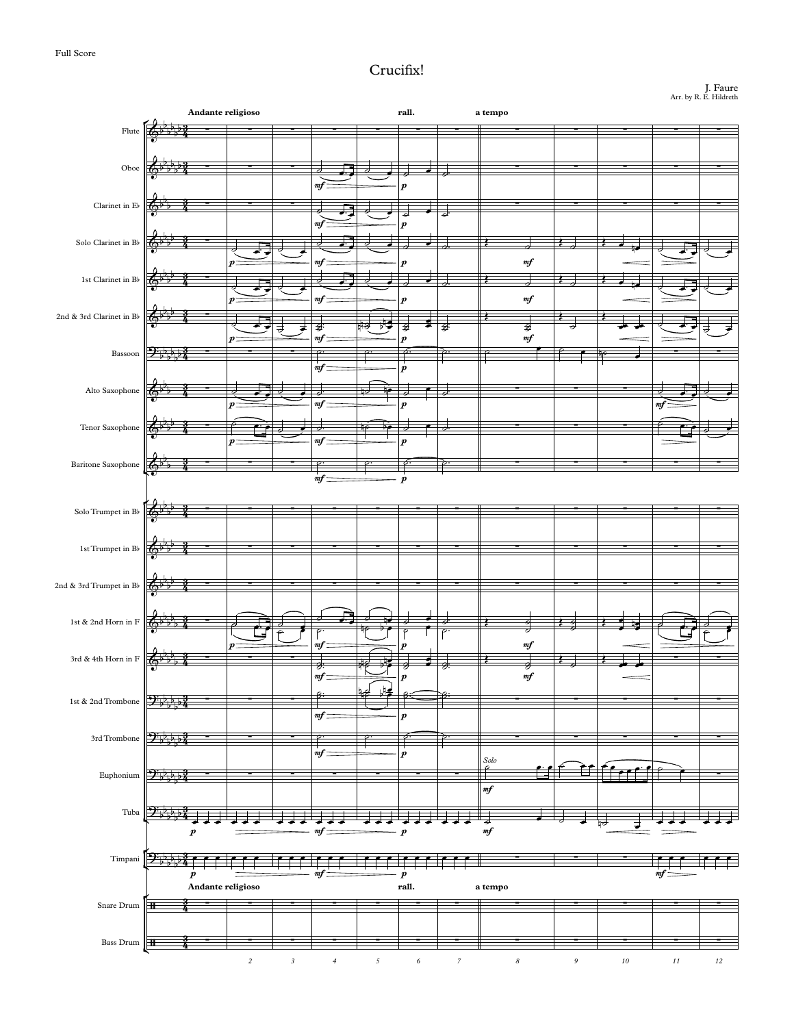Full Score

# Crucifix!

J. Faure
Arr. by R. E. Hildreth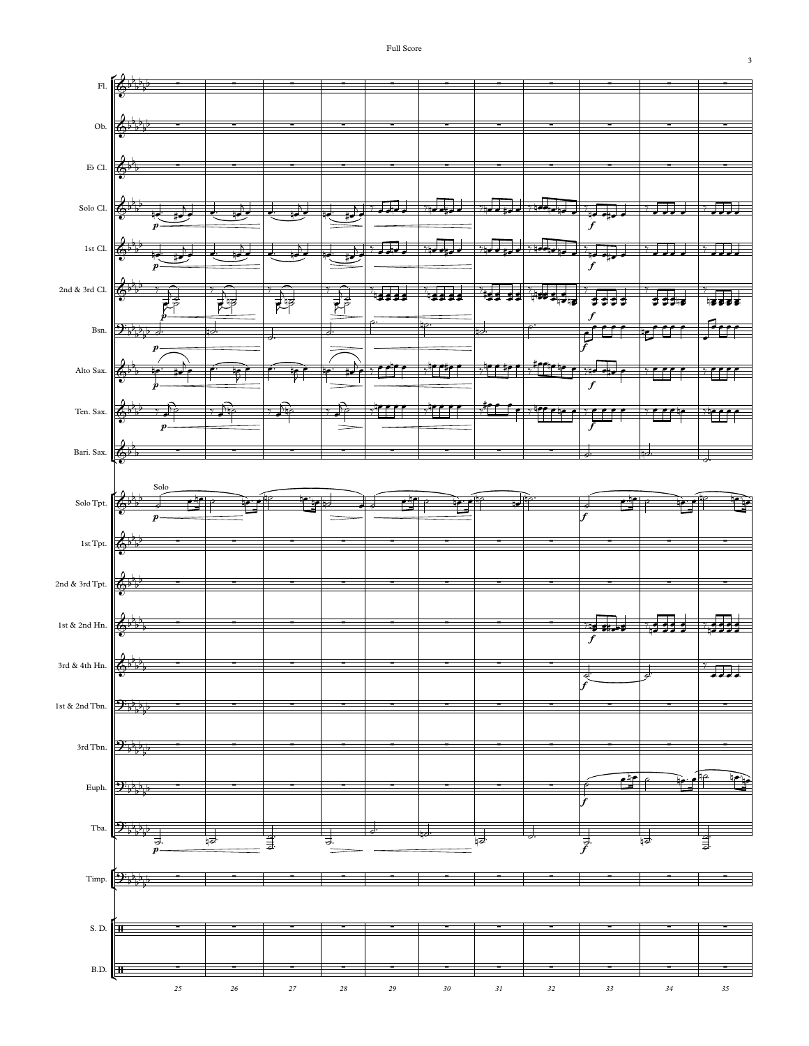Fl.

Ob.

E♭ Cl.

Solo Cl.

1st Cl.

2nd & 3rd Cl.

Bsn.

Alto Sax.

Ten. Sax.

Bari. Sax.

Solo

Solo Tpt.

1st Tpt.

2nd & 3rd Tpt.

1st & 2nd Hn.

3rd & 4th Hn.

1st & 2nd Tbn.

3rd Tbn.

Euph.

Tba.

Timp.

S. D.

B.D.

25 26 27 28 29 30 31 32 33 34 35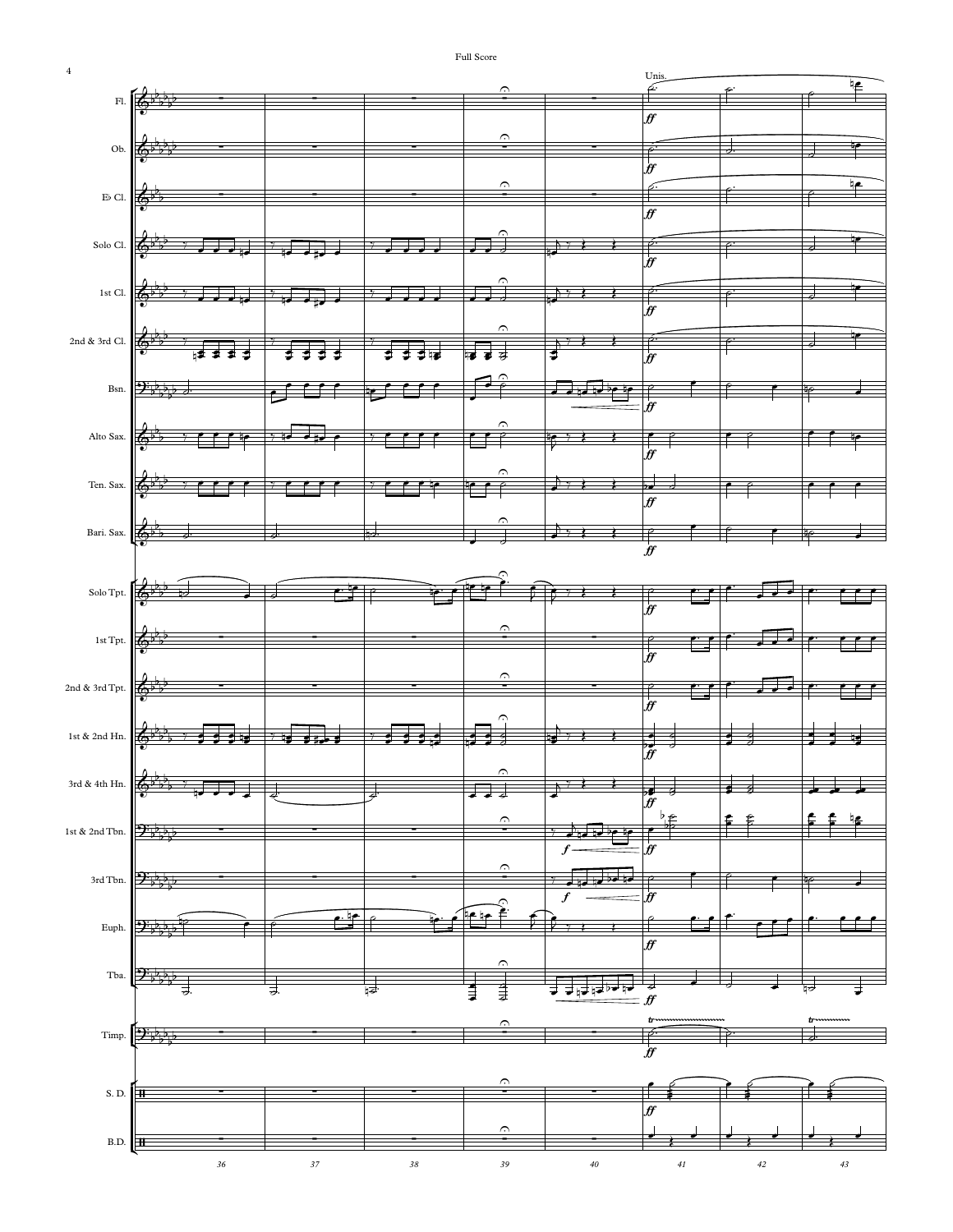Full Score

Unis.

Fl.

Ob.

E♭ Cl.

Solo Cl.

1st Cl.

2nd & 3rd Cl.

Bsn.

Alto Sax.

Ten. Sax.

Bari. Sax.

Solo Tpt.

1st Tpt.

2nd & 3rd Tpt.

1st & 2nd Hn.

3rd & 4th Hn.

1st & 2nd Tbn.

3rd Tbn.

Euph.

Tba.

Timp.

S. D.

B.D.

36 37 38 39 40 41 42 43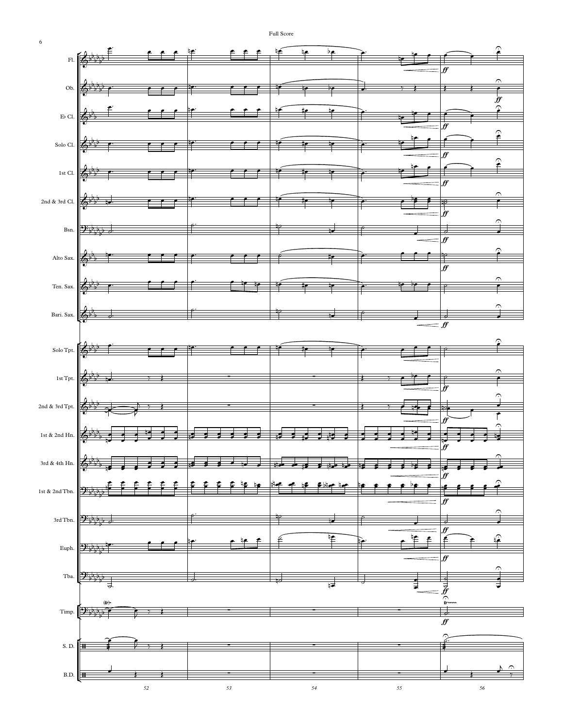Full Score

Fl.

Ob.

E♭ Cl.

Solo Cl.

1st Cl.

2nd & 3rd Cl.

Bsn.

Alto Sax.

Ten. Sax.

Bari. Sax.

Solo Tpt.

1st Tpt.

2nd & 3rd Tpt.

1st & 2nd Hn.

3rd & 4th Hn.

1st & 2nd Tbn.

3rd Tbn.

Euph.

Tba.

Timp.

S. D.

B.D.

52 53 54 55 56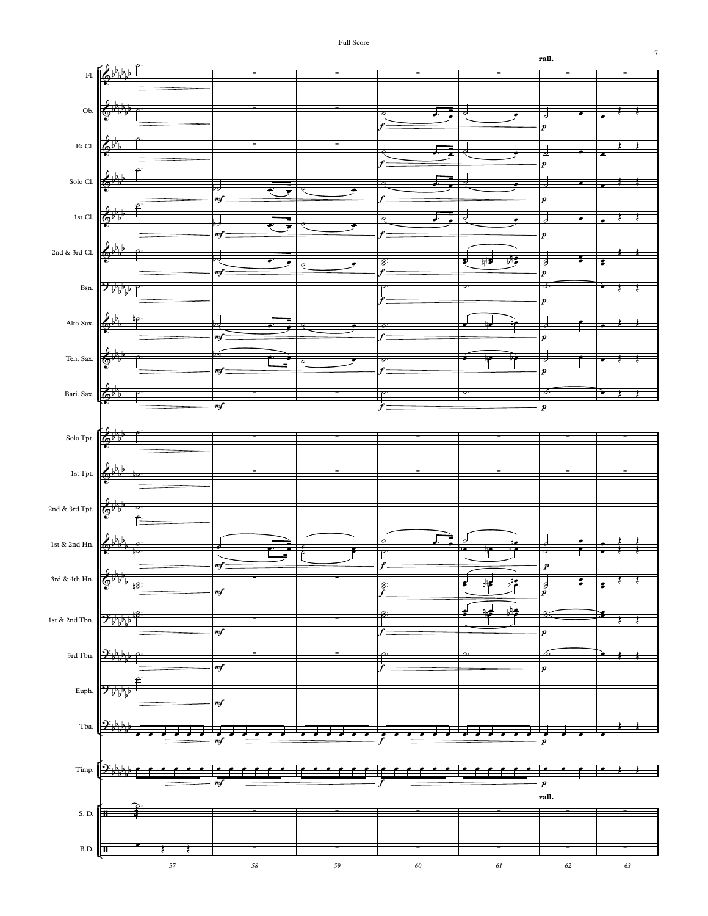Full Score

rall.

Fl.

Ob.

E♭ Cl.

Solo Cl.

1st Cl.

2nd & 3rd Cl.

Bsn.

Alto Sax.

Ten. Sax.

Bari. Sax.

Solo Tpt.

1st Tpt.

2nd & 3rd Tpt.

1st & 2nd Hn.

3rd & 4th Hn.

1st & 2nd Tbn.

3rd Tbn.

Euph.

Tba.

Timp.

rall.

S. D.

B.D.

57 58 59 60 61 62 63